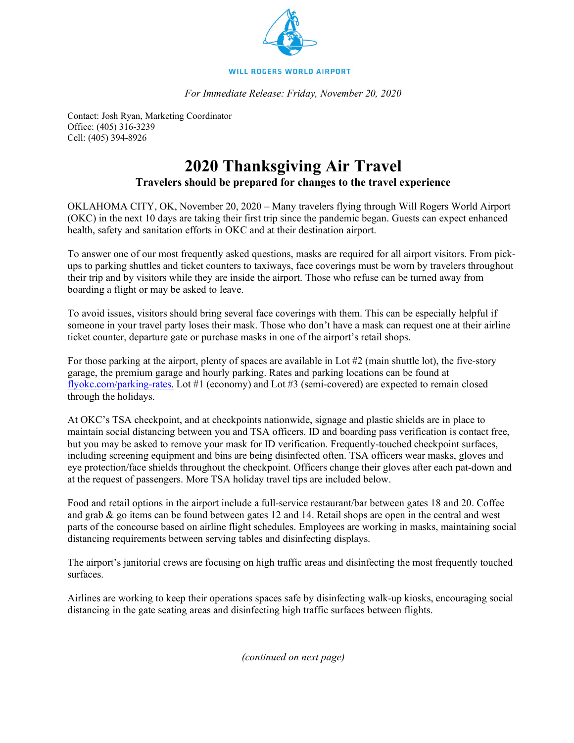WILL ROGERS WORLD AIRPORT

*For Immediate Release: Friday, November 20, 2020*

Contact: Josh Ryan, Marketing Coordinator
Office: (405) 316-3239
Cell: (405) 394-8926

# 2020 Thanksgiving Air Travel

### Travelers should be prepared for changes to the travel experience

OKLAHOMA CITY, OK, November 20, 2020 – Many travelers flying through Will Rogers World Airport (OKC) in the next 10 days are taking their first trip since the pandemic began. Guests can expect enhanced health, safety and sanitation efforts in OKC and at their destination airport.

To answer one of our most frequently asked questions, masks are required for all airport visitors. From pick-ups to parking shuttles and ticket counters to taxiways, face coverings must be worn by travelers throughout their trip and by visitors while they are inside the airport. Those who refuse can be turned away from boarding a flight or may be asked to leave.

To avoid issues, visitors should bring several face coverings with them. This can be especially helpful if someone in your travel party loses their mask. Those who don't have a mask can request one at their airline ticket counter, departure gate or purchase masks in one of the airport's retail shops.

For those parking at the airport, plenty of spaces are available in Lot #2 (main shuttle lot), the five-story garage, the premium garage and hourly parking. Rates and parking locations can be found at [flyokc.com/parking-rates.](flyokc.com/parking-rates) Lot #1 (economy) and Lot #3 (semi-covered) are expected to remain closed through the holidays.

At OKC's TSA checkpoint, and at checkpoints nationwide, signage and plastic shields are in place to maintain social distancing between you and TSA officers. ID and boarding pass verification is contact free, but you may be asked to remove your mask for ID verification. Frequently-touched checkpoint surfaces, including screening equipment and bins are being disinfected often. TSA officers wear masks, gloves and eye protection/face shields throughout the checkpoint. Officers change their gloves after each pat-down and at the request of passengers. More TSA holiday travel tips are included below.

Food and retail options in the airport include a full-service restaurant/bar between gates 18 and 20. Coffee and grab & go items can be found between gates 12 and 14. Retail shops are open in the central and west parts of the concourse based on airline flight schedules. Employees are working in masks, maintaining social distancing requirements between serving tables and disinfecting displays.

The airport's janitorial crews are focusing on high traffic areas and disinfecting the most frequently touched surfaces.

Airlines are working to keep their operations spaces safe by disinfecting walk-up kiosks, encouraging social distancing in the gate seating areas and disinfecting high traffic surfaces between flights.

*(continued on next page)*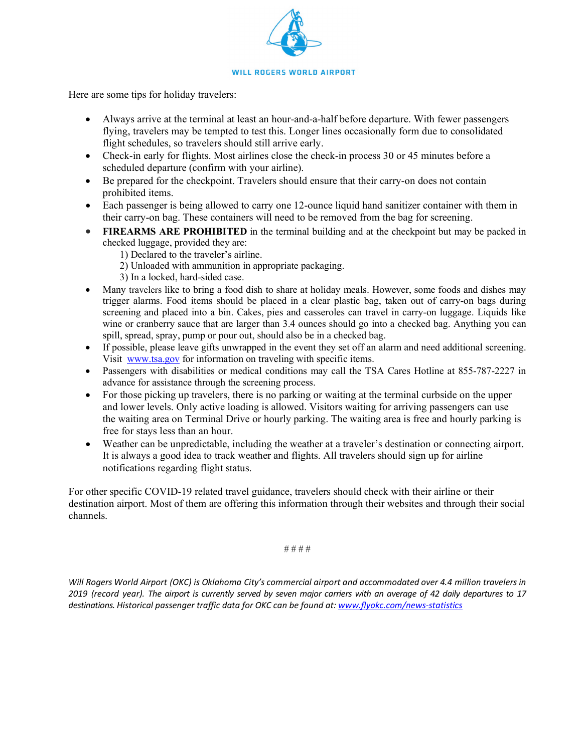WILL ROGERS WORLD AIRPORT

Here are some tips for holiday travelers:

- Always arrive at the terminal at least an hour-and-a-half before departure. With fewer passengers flying, travelers may be tempted to test this. Longer lines occasionally form due to consolidated flight schedules, so travelers should still arrive early.
- Check-in early for flights. Most airlines close the check-in process 30 or 45 minutes before a scheduled departure (confirm with your airline).
- Be prepared for the checkpoint. Travelers should ensure that their carry-on does not contain prohibited items.
- Each passenger is being allowed to carry one 12-ounce liquid hand sanitizer container with them in their carry-on bag. These containers will need to be removed from the bag for screening.
- **FIREARMS ARE PROHIBITED** in the terminal building and at the checkpoint but may be packed in checked luggage, provided they are:
  1) Declared to the traveler's airline.
  2) Unloaded with ammunition in appropriate packaging.
  3) In a locked, hard-sided case.
- Many travelers like to bring a food dish to share at holiday meals. However, some foods and dishes may trigger alarms. Food items should be placed in a clear plastic bag, taken out of carry-on bags during screening and placed into a bin. Cakes, pies and casseroles can travel in carry-on luggage. Liquids like wine or cranberry sauce that are larger than 3.4 ounces should go into a checked bag. Anything you can spill, spread, spray, pump or pour out, should also be in a checked bag.
- If possible, please leave gifts unwrapped in the event they set off an alarm and need additional screening. Visit [www.tsa.gov](http://www.tsa.gov) for information on traveling with specific items.
- Passengers with disabilities or medical conditions may call the TSA Cares Hotline at 855-787-2227 in advance for assistance through the screening process.
- For those picking up travelers, there is no parking or waiting at the terminal curbside on the upper and lower levels. Only active loading is allowed. Visitors waiting for arriving passengers can use the waiting area on Terminal Drive or hourly parking. The waiting area is free and hourly parking is free for stays less than an hour.
- Weather can be unpredictable, including the weather at a traveler's destination or connecting airport. It is always a good idea to track weather and flights. All travelers should sign up for airline notifications regarding flight status.

For other specific COVID-19 related travel guidance, travelers should check with their airline or their destination airport. Most of them are offering this information through their websites and through their social channels.

# # # #

*Will Rogers World Airport (OKC) is Oklahoma City's commercial airport and accommodated over 4.4 million travelers in 2019 (record year). The airport is currently served by seven major carriers with an average of 42 daily departures to 17 destinations. Historical passenger traffic data for OKC can be found at: [www.flyokc.com/news-statistics](http://www.flyokc.com/news-statistics)*